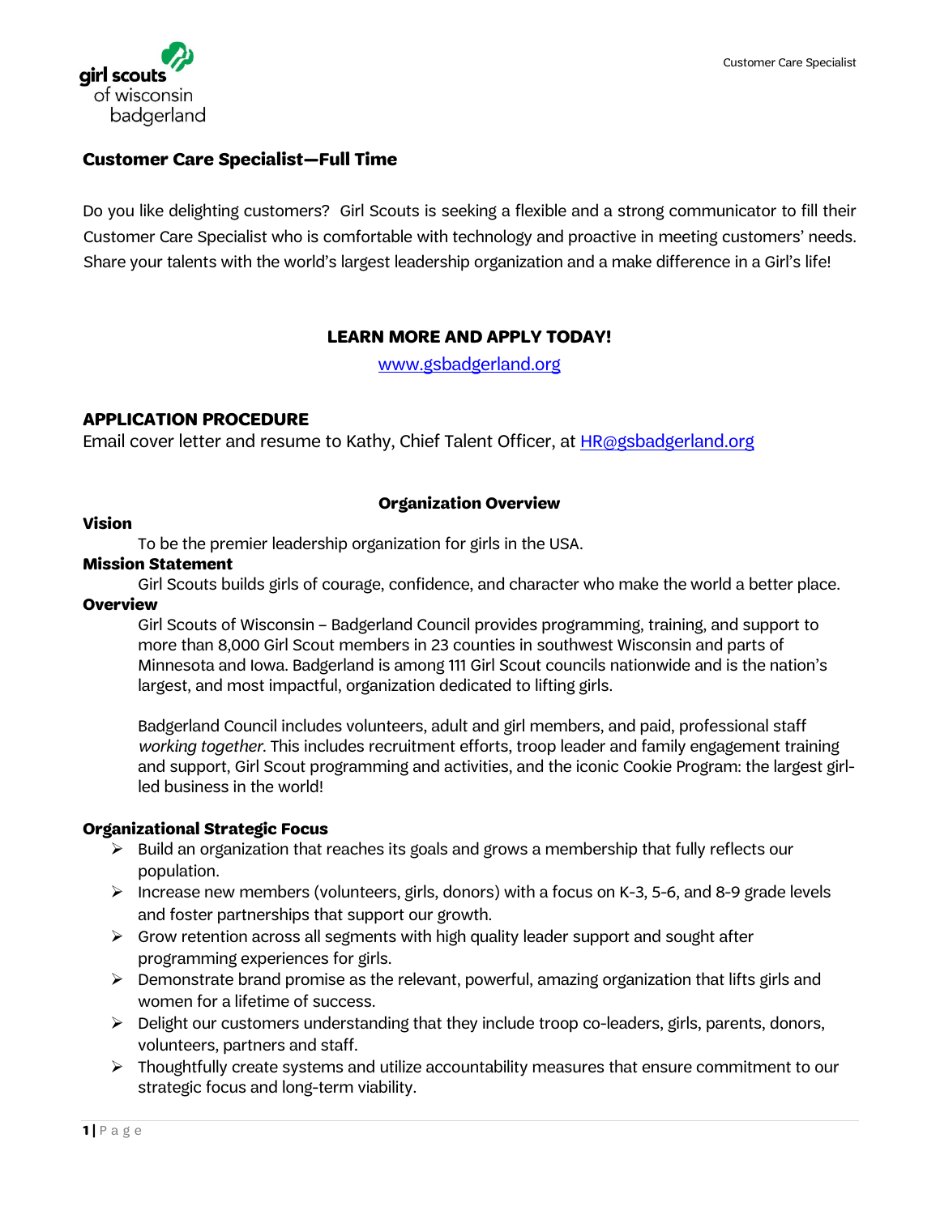# Customer Care Specialist—Full Time

Do you like delighting customers? Girl Scouts is seeking a flexible and a strong communicator to fill their Customer Care Specialist who is comfortable with technology and proactive in meeting customers' needs. Share your talents with the world's largest leadership organization and a make difference in a Girl's life!

**LEARN MORE AND APPLY TODAY!**

[www.gsbadgerland.org](http://www.gsbadgerland.org)

## APPLICATION PROCEDURE

Email cover letter and resume to Kathy, Chief Talent Officer, at [HR@gsbadgerland.org](mailto:HR@gsbadgerland.org)

## Organization Overview

**Vision**

To be the premier leadership organization for girls in the USA.

**Mission Statement**

Girl Scouts builds girls of courage, confidence, and character who make the world a better place.

**Overview**

Girl Scouts of Wisconsin – Badgerland Council provides programming, training, and support to more than 8,000 Girl Scout members in 23 counties in southwest Wisconsin and parts of Minnesota and Iowa. Badgerland is among 111 Girl Scout councils nationwide and is the nation's largest, and most impactful, organization dedicated to lifting girls.

Badgerland Council includes volunteers, adult and girl members, and paid, professional staff *working together*. This includes recruitment efforts, troop leader and family engagement training and support, Girl Scout programming and activities, and the iconic Cookie Program: the largest girl-led business in the world!

**Organizational Strategic Focus**

- Build an organization that reaches its goals and grows a membership that fully reflects our population.
- Increase new members (volunteers, girls, donors) with a focus on K-3, 5-6, and 8-9 grade levels and foster partnerships that support our growth.
- Grow retention across all segments with high quality leader support and sought after programming experiences for girls.
- Demonstrate brand promise as the relevant, powerful, amazing organization that lifts girls and women for a lifetime of success.
- Delight our customers understanding that they include troop co-leaders, girls, parents, donors, volunteers, partners and staff.
- Thoughtfully create systems and utilize accountability measures that ensure commitment to our strategic focus and long-term viability.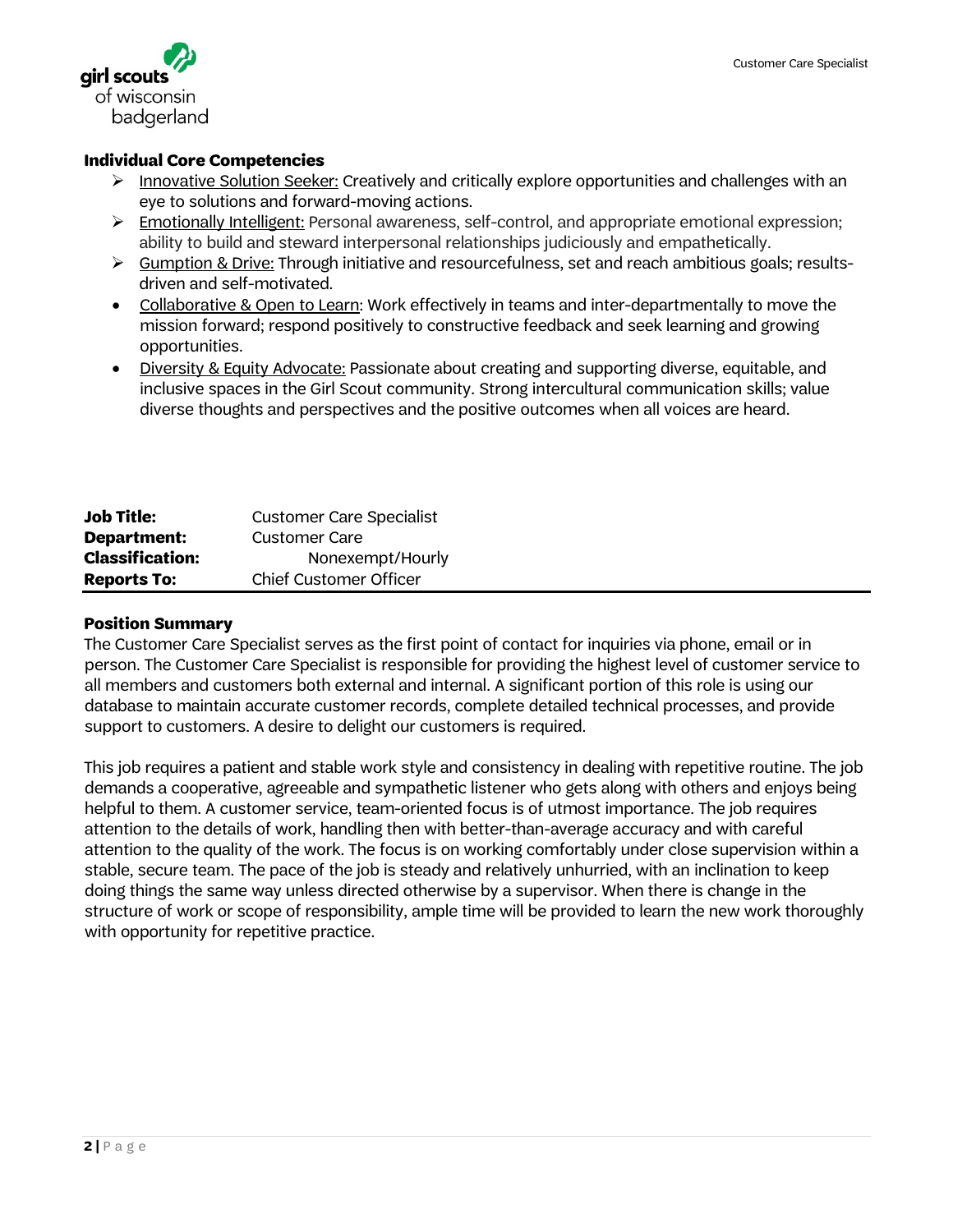### Individual Core Competencies

- Innovative Solution Seeker: Creatively and critically explore opportunities and challenges with an eye to solutions and forward-moving actions.
- Emotionally Intelligent: Personal awareness, self-control, and appropriate emotional expression; ability to build and steward interpersonal relationships judiciously and empathetically.
- Gumption & Drive: Through initiative and resourcefulness, set and reach ambitious goals; results-driven and self-motivated.
- Collaborative & Open to Learn: Work effectively in teams and inter-departmentally to move the mission forward; respond positively to constructive feedback and seek learning and growing opportunities.
- Diversity & Equity Advocate: Passionate about creating and supporting diverse, equitable, and inclusive spaces in the Girl Scout community. Strong intercultural communication skills; value diverse thoughts and perspectives and the positive outcomes when all voices are heard.

| | |
|---|---|
| **Job Title:** | Customer Care Specialist |
| **Department:** | Customer Care |
| **Classification:** | Nonexempt/Hourly |
| **Reports To:** | Chief Customer Officer |

### Position Summary

The Customer Care Specialist serves as the first point of contact for inquiries via phone, email or in person. The Customer Care Specialist is responsible for providing the highest level of customer service to all members and customers both external and internal. A significant portion of this role is using our database to maintain accurate customer records, complete detailed technical processes, and provide support to customers. A desire to delight our customers is required.

This job requires a patient and stable work style and consistency in dealing with repetitive routine. The job demands a cooperative, agreeable and sympathetic listener who gets along with others and enjoys being helpful to them. A customer service, team-oriented focus is of utmost importance. The job requires attention to the details of work, handling then with better-than-average accuracy and with careful attention to the quality of the work. The focus is on working comfortably under close supervision within a stable, secure team. The pace of the job is steady and relatively unhurried, with an inclination to keep doing things the same way unless directed otherwise by a supervisor. When there is change in the structure of work or scope of responsibility, ample time will be provided to learn the new work thoroughly with opportunity for repetitive practice.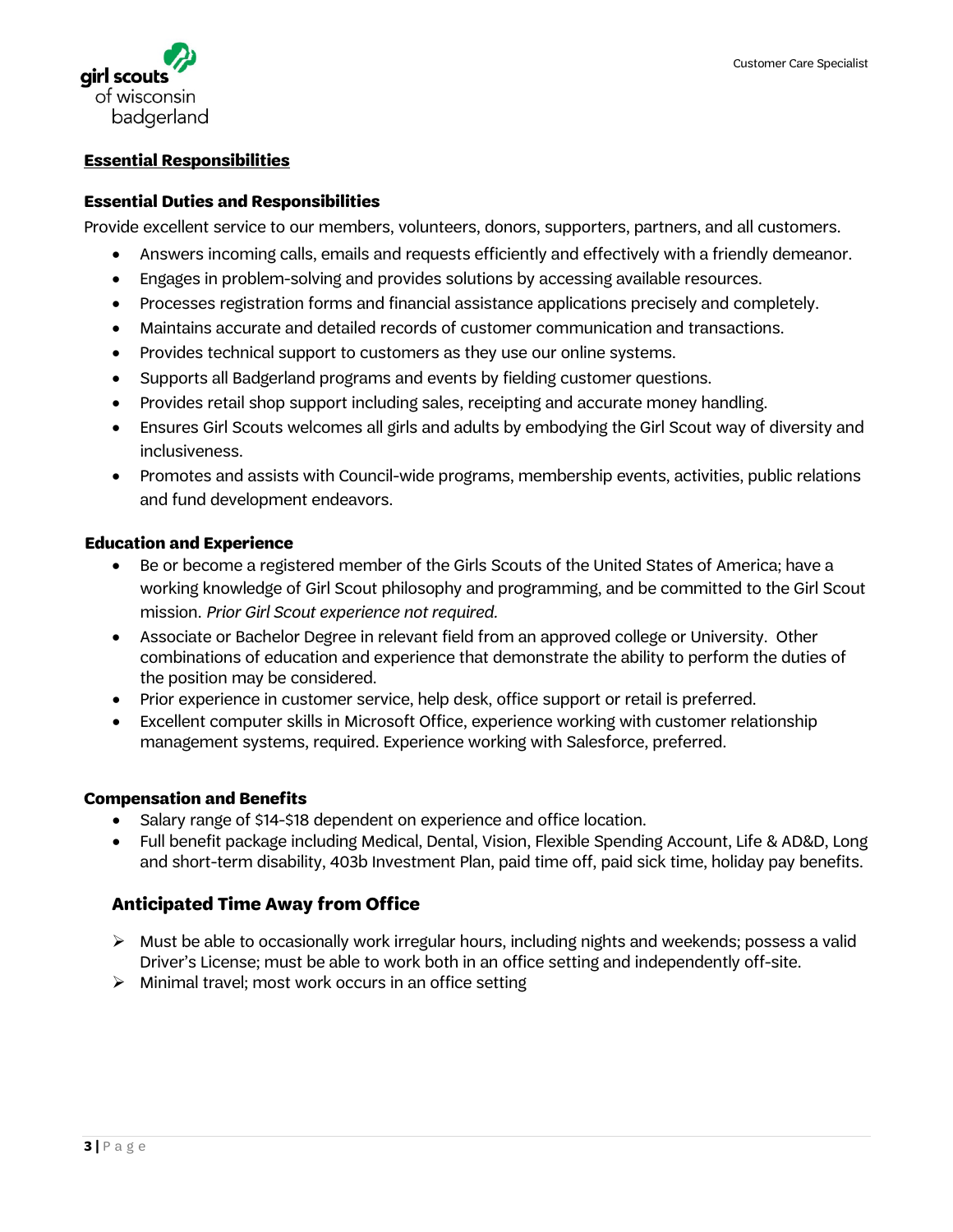## Essential Responsibilities

### Essential Duties and Responsibilities

Provide excellent service to our members, volunteers, donors, supporters, partners, and all customers.

- Answers incoming calls, emails and requests efficiently and effectively with a friendly demeanor.
- Engages in problem-solving and provides solutions by accessing available resources.
- Processes registration forms and financial assistance applications precisely and completely.
- Maintains accurate and detailed records of customer communication and transactions.
- Provides technical support to customers as they use our online systems.
- Supports all Badgerland programs and events by fielding customer questions.
- Provides retail shop support including sales, receipting and accurate money handling.
- Ensures Girl Scouts welcomes all girls and adults by embodying the Girl Scout way of diversity and inclusiveness.
- Promotes and assists with Council-wide programs, membership events, activities, public relations and fund development endeavors.

### Education and Experience

- Be or become a registered member of the Girls Scouts of the United States of America; have a working knowledge of Girl Scout philosophy and programming, and be committed to the Girl Scout mission. *Prior Girl Scout experience not required.*
- Associate or Bachelor Degree in relevant field from an approved college or University. Other combinations of education and experience that demonstrate the ability to perform the duties of the position may be considered.
- Prior experience in customer service, help desk, office support or retail is preferred.
- Excellent computer skills in Microsoft Office, experience working with customer relationship management systems, required. Experience working with Salesforce, preferred.

### Compensation and Benefits

- Salary range of $14-$18 dependent on experience and office location.
- Full benefit package including Medical, Dental, Vision, Flexible Spending Account, Life & AD&D, Long and short-term disability, 403b Investment Plan, paid time off, paid sick time, holiday pay benefits.

### Anticipated Time Away from Office

- Must be able to occasionally work irregular hours, including nights and weekends; possess a valid Driver's License; must be able to work both in an office setting and independently off-site.
- Minimal travel; most work occurs in an office setting